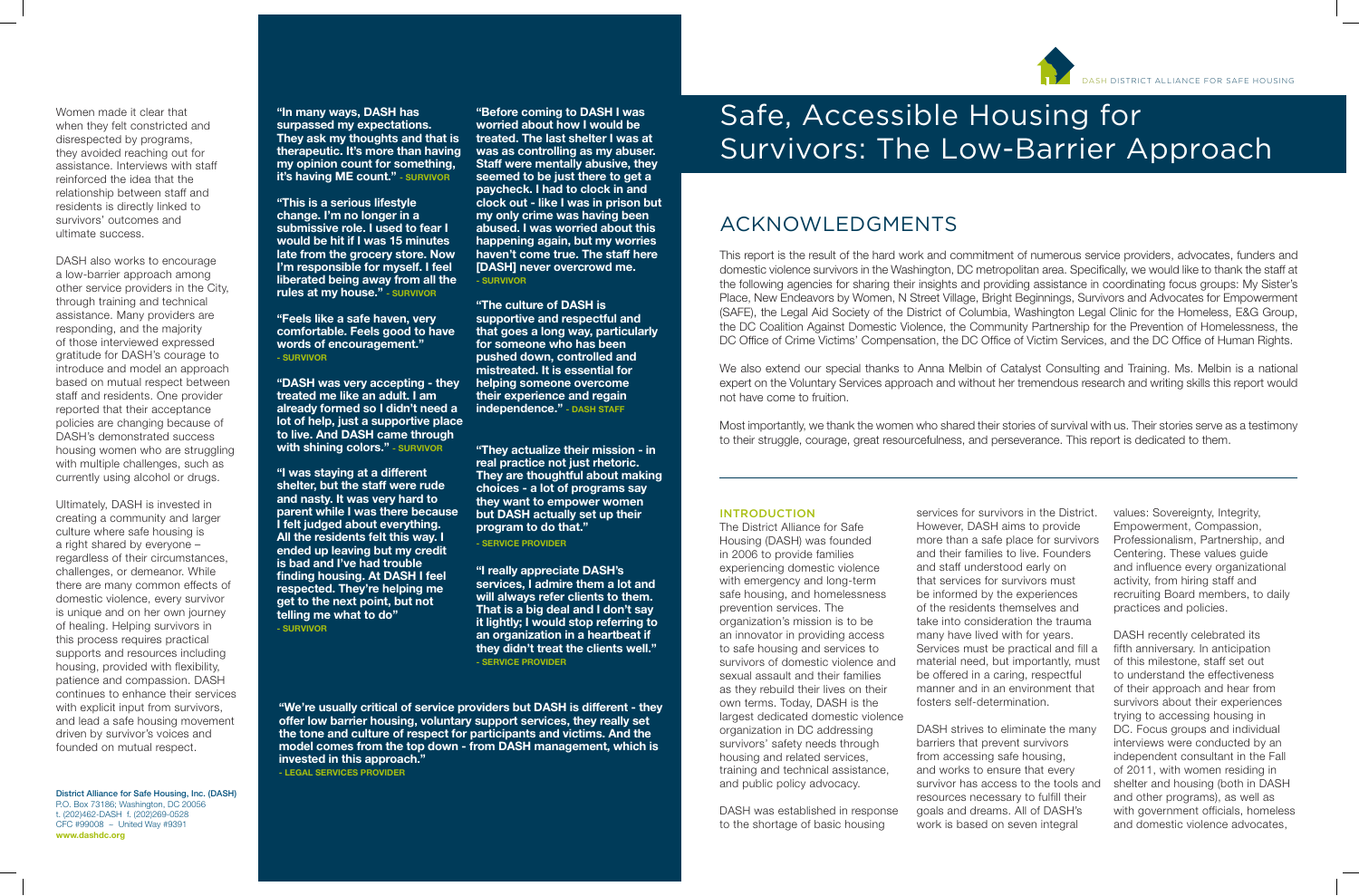Women made it clear that when they felt constricted and disrespected by programs, they avoided reaching out for assistance. Interviews with staff reinforced the idea that the relationship between staff and residents is directly linked to survivors' outcomes and ultimate success.

DASH also works to encourage a low-barrier approach among other service providers in the City, through training and technical assistance. Many providers are responding, and the majority of those interviewed expressed gratitude for DASH's courage to introduce and model an approach based on mutual respect between staff and residents. One provider reported that their acceptance policies are changing because of DASH's demonstrated success housing women who are struggling with multiple challenges, such as currently using alcohol or drugs.

Ultimately, DASH is invested in creating a community and larger culture where safe housing is a right shared by everyone – regardless of their circumstances, challenges, or demeanor. While there are many common effects of domestic violence, every survivor is unique and on her own journey of healing. Helping survivors in this process requires practical supports and resources including housing, provided with flexibility, patience and compassion. DASH continues to enhance their services with explicit input from survivors, and lead a safe housing movement driven by survivor's voices and founded on mutual respect.

**District Alliance for Safe Housing, Inc. (DASH)**
P.O. Box 73186; Washington, DC 20056
t. (202)462-DASH f. (202)269-0528
CFC #99008 – United Way #9391
**www.dashdc.org**

**"In many ways, DASH has surpassed my expectations. They ask my thoughts and that is therapeutic. It's more than having my opinion count for something, it's having ME count."** - SURVIVOR

**"This is a serious lifestyle change. I'm no longer in a submissive role. I used to fear I would be hit if I was 15 minutes late from the grocery store. Now I'm responsible for myself. I feel liberated being away from all the rules at my house."** - SURVIVOR

**"Feels like a safe haven, very comfortable. Feels good to have words of encouragement."** - SURVIVOR

**"DASH was very accepting - they treated me like an adult. I am already formed so I didn't need a lot of help, just a supportive place to live. And DASH came through with shining colors."** - SURVIVOR

**"I was staying at a different shelter, but the staff were rude and nasty. It was very hard to parent while I was there because I felt judged about everything. All the residents felt this way. I ended up leaving but my credit is bad and I've had trouble finding housing. At DASH I feel respected. They're helping me get to the next point, but not telling me what to do"** - SURVIVOR

**"Before coming to DASH I was worried about how I would be treated. The last shelter I was at was as controlling as my abuser. Staff were mentally abusive, they seemed to be just there to get a paycheck. I had to clock in and clock out - like I was in prison but my only crime was having been abused. I was worried about this happening again, but my worries haven't come true. The staff here [DASH] never overcrowd me.** - SURVIVOR

**"The culture of DASH is supportive and respectful and that goes a long way, particularly for someone who has been pushed down, controlled and mistreated. It is essential for helping someone overcome their experience and regain independence."** - DASH STAFF

**"They actualize their mission - in real practice not just rhetoric. They are thoughtful about making choices - a lot of programs say they want to empower women but DASH actually set up their program to do that."** - SERVICE PROVIDER

**"I really appreciate DASH's services, I admire them a lot and will always refer clients to them. That is a big deal and I don't say it lightly; I would stop referring to an organization in a heartbeat if they didn't treat the clients well."** - SERVICE PROVIDER

**"We're usually critical of service providers but DASH is different - they offer low barrier housing, voluntary support services, they really set the tone and culture of respect for participants and victims. And the model comes from the top down - from DASH management, which is invested in this approach."** - LEGAL SERVICES PROVIDER

DASH DISTRICT ALLIANCE FOR SAFE HOUSING

# Safe, Accessible Housing for Survivors: The Low-Barrier Approach

## ACKNOWLEDGMENTS

This report is the result of the hard work and commitment of numerous service providers, advocates, funders and domestic violence survivors in the Washington, DC metropolitan area. Specifically, we would like to thank the staff at the following agencies for sharing their insights and providing assistance in coordinating focus groups: My Sister's Place, New Endeavors by Women, N Street Village, Bright Beginnings, Survivors and Advocates for Empowerment (SAFE), the Legal Aid Society of the District of Columbia, Washington Legal Clinic for the Homeless, E&G Group, the DC Coalition Against Domestic Violence, the Community Partnership for the Prevention of Homelessness, the DC Office of Crime Victims' Compensation, the DC Office of Victim Services, and the DC Office of Human Rights.

We also extend our special thanks to Anna Melbin of Catalyst Consulting and Training. Ms. Melbin is a national expert on the Voluntary Services approach and without her tremendous research and writing skills this report would not have come to fruition.

Most importantly, we thank the women who shared their stories of survival with us. Their stories serve as a testimony to their struggle, courage, great resourcefulness, and perseverance. This report is dedicated to them.

### INTRODUCTION

The District Alliance for Safe Housing (DASH) was founded in 2006 to provide families experiencing domestic violence with emergency and long-term safe housing, and homelessness prevention services. The organization's mission is to be an innovator in providing access to safe housing and services to survivors of domestic violence and sexual assault and their families as they rebuild their lives on their own terms. Today, DASH is the largest dedicated domestic violence organization in DC addressing survivors' safety needs through housing and related services, training and technical assistance, and public policy advocacy.

DASH was established in response to the shortage of basic housing services for survivors in the District. However, DASH aims to provide more than a safe place for survivors and their families to live. Founders and staff understood early on that services for survivors must be informed by the experiences of the residents themselves and take into consideration the trauma many have lived with for years. Services must be practical and fill a material need, but importantly, must be offered in a caring, respectful manner and in an environment that fosters self-determination.

DASH strives to eliminate the many barriers that prevent survivors from accessing safe housing, and works to ensure that every survivor has access to the tools and resources necessary to fulfill their goals and dreams. All of DASH's work is based on seven integral values: Sovereignty, Integrity, Empowerment, Compassion, Professionalism, Partnership, and Centering. These values guide and influence every organizational activity, from hiring staff and recruiting Board members, to daily practices and policies.

DASH recently celebrated its fifth anniversary. In anticipation of this milestone, staff set out to understand the effectiveness of their approach and hear from survivors about their experiences trying to accessing housing in DC. Focus groups and individual interviews were conducted by an independent consultant in the Fall of 2011, with women residing in shelter and housing (both in DASH and other programs), as well as with government officials, homeless and domestic violence advocates,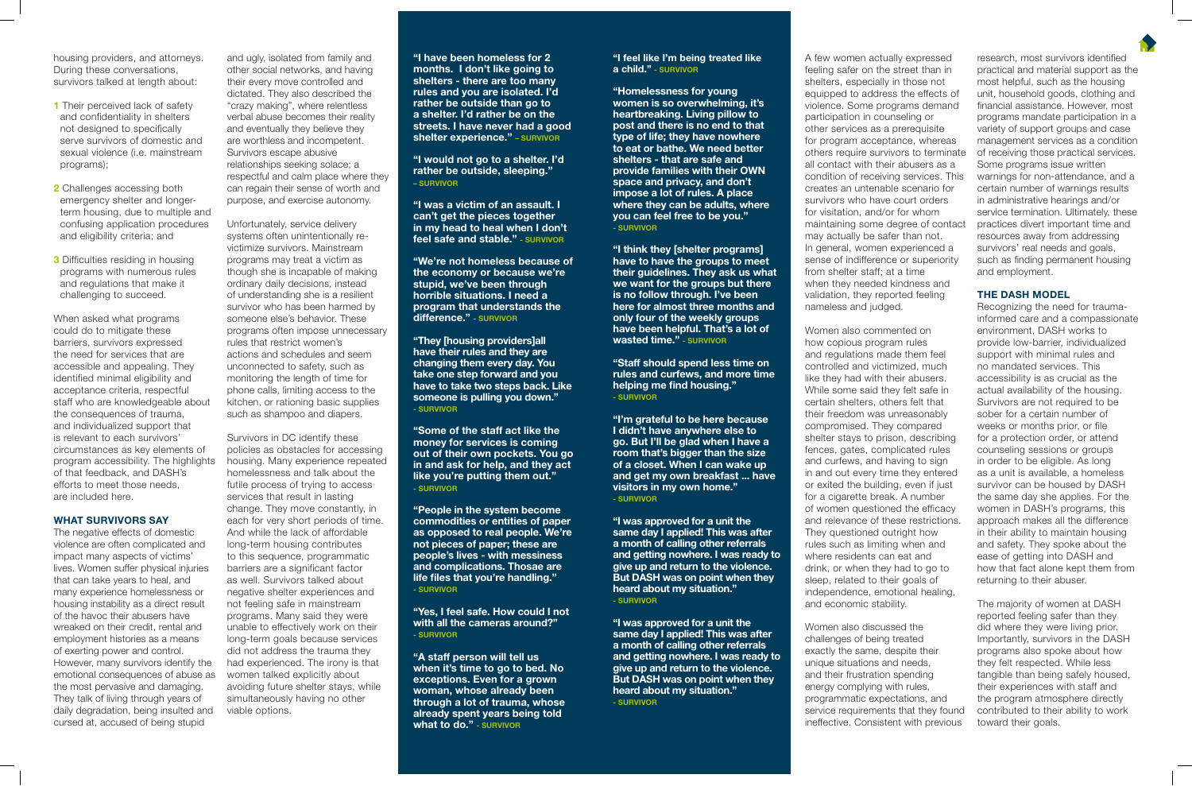housing providers, and attorneys. During these conversations, survivors talked at length about:

1 Their perceived lack of safety and confidentiality in shelters not designed to specifically serve survivors of domestic and sexual violence (i.e. mainstream programs);

2 Challenges accessing both emergency shelter and longer-term housing, due to multiple and confusing application procedures and eligibility criteria; and

3 Difficulties residing in housing programs with numerous rules and regulations that make it challenging to succeed.

When asked what programs could do to mitigate these barriers, survivors expressed the need for services that are accessible and appealing. They identified minimal eligibility and acceptance criteria, respectful staff who are knowledgeable about the consequences of trauma, and individualized support that is relevant to each survivors' circumstances as key elements of program accessibility. The highlights of that feedback, and DASH's efforts to meet those needs, are included here.

## WHAT SURVIVORS SAY

The negative effects of domestic violence are often complicated and impact many aspects of victims' lives. Women suffer physical injuries that can take years to heal, and many experience homelessness or housing instability as a direct result of the havoc their abusers have wreaked on their credit, rental and employment histories as a means of exerting power and control. However, many survivors identify the emotional consequences of abuse as the most pervasive and damaging. They talk of living through years of daily degradation, being insulted and cursed at, accused of being stupid and ugly, isolated from family and other social networks, and having their every move controlled and dictated. They also described the "crazy making", where relentless verbal abuse becomes their reality and eventually they believe they are worthless and incompetent. Survivors escape abusive relationships seeking solace; a respectful and calm place where they can regain their sense of worth and purpose, and exercise autonomy.

Unfortunately, service delivery systems often unintentionally re-victimize survivors. Mainstream programs may treat a victim as though she is incapable of making ordinary daily decisions, instead of understanding she is a resilient survivor who has been harmed by someone else's behavior. These programs often impose unnecessary rules that restrict women's actions and schedules and seem unconnected to safety, such as monitoring the length of time for phone calls, limiting access to the kitchen, or rationing basic supplies such as shampoo and diapers.

Survivors in DC identify these policies as obstacles for accessing housing. Many experience repeated homelessness and talk about the futile process of trying to access services that result in lasting change. They move constantly, in each for very short periods of time. And while the lack of affordable long-term housing contributes to this sequence, programmatic barriers are a significant factor as well. Survivors talked about negative shelter experiences and not feeling safe in mainstream programs. Many said they were unable to effectively work on their long-term goals because services did not address the trauma they had experienced. The irony is that women talked explicitly about avoiding future shelter stays, while simultaneously having no other viable options.

**"I have been homeless for 2 months. I don't like going to shelters - there are too many rules and you are isolated. I'd rather be outside than go to a shelter. I'd rather be on the streets. I have never had a good shelter experience."** – SURVIVOR

**"I would not go to a shelter. I'd rather be outside, sleeping."** – SURVIVOR

**"I was a victim of an assault. I can't get the pieces together in my head to heal when I don't feel safe and stable."** - SURVIVOR

**"We're not homeless because of the economy or because we're stupid, we've been through horrible situations. I need a program that understands the difference."** - SURVIVOR

**"They [housing providers]all have their rules and they are changing them every day. You take one step forward and you have to take two steps back. Like someone is pulling you down."** - SURVIVOR

**"Some of the staff act like the money for services is coming out of their own pockets. You go in and ask for help, and they act like you're putting them out."** - SURVIVOR

**"People in the system become commodities or entities of paper as opposed to real people. We're not pieces of paper; these are people's lives - with messiness and complications. Thosae are life files that you're handling."** - SURVIVOR

**"Yes, I feel safe. How could I not with all the cameras around?"** - SURVIVOR

**"A staff person will tell us when it's time to go to bed. No exceptions. Even for a grown woman, whose already been through a lot of trauma, whose already spent years being told what to do."** - SURVIVOR

**"I feel like I'm being treated like a child."** - SURVIVOR

**"Homelessness for young women is so overwhelming, it's heartbreaking. Living pillow to post and there is no end to that type of life; they have nowhere to eat or bathe. We need better shelters - that are safe and provide families with their OWN space and privacy, and don't impose a lot of rules. A place where they can be adults, where you can feel free to be you."** - SURVIVOR

**"I think they [shelter programs] have to have the groups to meet their guidelines. They ask us what we want for the groups but there is no follow through. I've been here for almost three months and only four of the weekly groups have been helpful. That's a lot of wasted time."** - SURVIVOR

**"Staff should spend less time on rules and curfews, and more time helping me find housing."** - SURVIVOR

**"I'm grateful to be here because I didn't have anywhere else to go. But I'll be glad when I have a room that's bigger than the size of a closet. When I can wake up and get my own breakfast ... have visitors in my own home."** - SURVIVOR

**"I was approved for a unit the same day I applied! This was after a month of calling other referrals and getting nowhere. I was ready to give up and return to the violence. But DASH was on point when they heard about my situation."** - SURVIVOR

**"I was approved for a unit the same day I applied! This was after a month of calling other referrals and getting nowhere. I was ready to give up and return to the violence. But DASH was on point when they heard about my situation."** - SURVIVOR

A few women actually expressed feeling safer on the street than in shelters, especially in those not equipped to address the effects of violence. Some programs demand participation in counseling or other services as a prerequisite for program acceptance, whereas others require survivors to terminate all contact with their abusers as a condition of receiving services. This creates an untenable scenario for survivors who have court orders for visitation, and/or for whom maintaining some degree of contact may actually be safer than not. In general, women experienced a sense of indifference or superiority from shelter staff; at a time when they needed kindness and validation, they reported feeling nameless and judged.

Women also commented on how copious program rules and regulations made them feel controlled and victimized, much like they had with their abusers. While some said they felt safe in certain shelters, others felt that their freedom was unreasonably compromised. They compared shelter stays to prison, describing fences, gates, complicated rules and curfews, and having to sign in and out every time they entered or exited the building, even if just for a cigarette break. A number of women questioned the efficacy and relevance of these restrictions. They questioned outright how rules such as limiting when and where residents can eat and drink, or when they had to go to sleep, related to their goals of independence, emotional healing, and economic stability.

Women also discussed the challenges of being treated exactly the same, despite their unique situations and needs, and their frustration spending energy complying with rules, programmatic expectations, and service requirements that they found ineffective. Consistent with previous research, most survivors identified practical and material support as the most helpful, such as the housing unit, household goods, clothing and financial assistance. However, most programs mandate participation in a variety of support groups and case management services as a condition of receiving those practical services. Some programs issue written warnings for non-attendance, and a certain number of warnings results in administrative hearings and/or service termination. Ultimately, these practices divert important time and resources away from addressing survivors' real needs and goals, such as finding permanent housing and employment.

## THE DASH MODEL

Recognizing the need for trauma-informed care and a compassionate environment, DASH works to provide low-barrier, individualized support with minimal rules and no mandated services. This accessibility is as crucial as the actual availability of the housing. Survivors are not required to be sober for a certain number of weeks or months prior, or file for a protection order, or attend counseling sessions or groups in order to be eligible. As long as a unit is available, a homeless survivor can be housed by DASH the same day she applies. For the women in DASH's programs, this approach makes all the difference in their ability to maintain housing and safety. They spoke about the ease of getting into DASH and how that fact alone kept them from returning to their abuser.

The majority of women at DASH reported feeling safer than they did where they were living prior. Importantly, survivors in the DASH programs also spoke about how they felt respected. While less tangible than being safely housed, their experiences with staff and the program atmosphere directly contributed to their ability to work toward their goals.